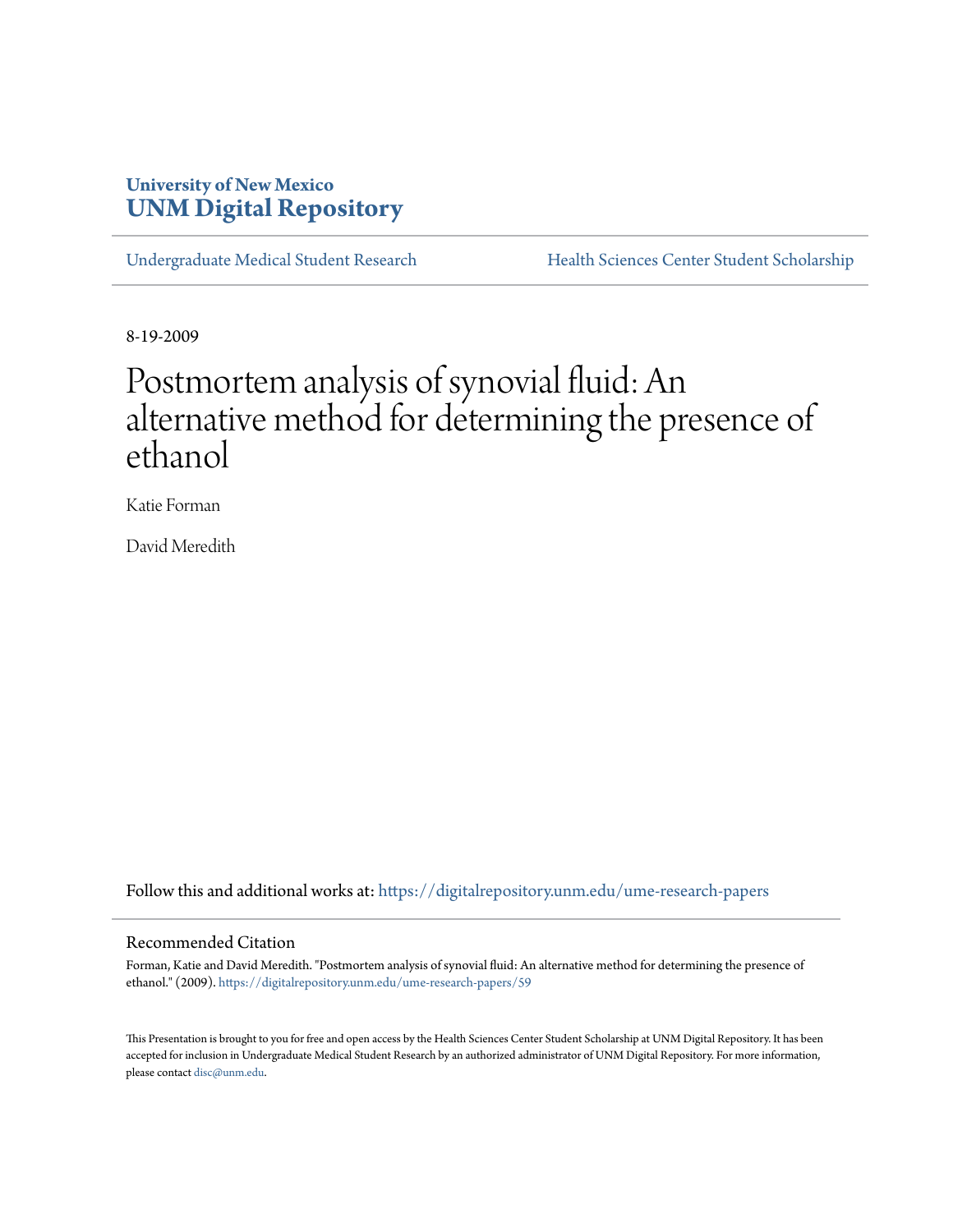University of New Mexico

**UNM Digital Repository**

Undergraduate Medical Student Research | Health Sciences Center Student Scholarship

8-19-2009

# Postmortem analysis of synovial fluid: An alternative method for determining the presence of ethanol

Katie Forman

David Meredith

Follow this and additional works at: https://digitalrepository.unm.edu/ume-research-papers

## Recommended Citation

Forman, Katie and David Meredith. "Postmortem analysis of synovial fluid: An alternative method for determining the presence of ethanol." (2009). https://digitalrepository.unm.edu/ume-research-papers/59

This Presentation is brought to you for free and open access by the Health Sciences Center Student Scholarship at UNM Digital Repository. It has been accepted for inclusion in Undergraduate Medical Student Research by an authorized administrator of UNM Digital Repository. For more information, please contact disc@unm.edu.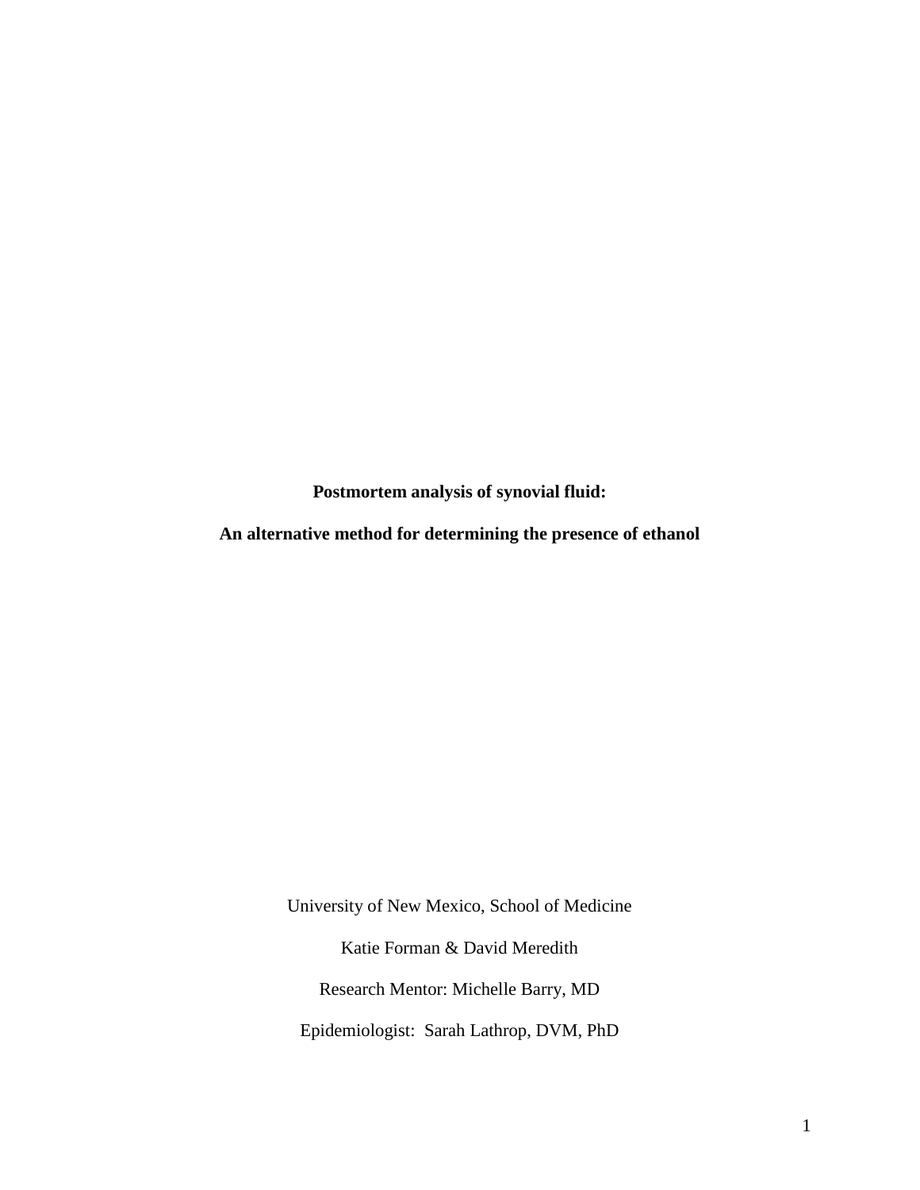**Postmortem analysis of synovial fluid:**

**An alternative method for determining the presence of ethanol**

University of New Mexico, School of Medicine

Katie Forman & David Meredith

Research Mentor: Michelle Barry, MD

Epidemiologist: Sarah Lathrop, DVM, PhD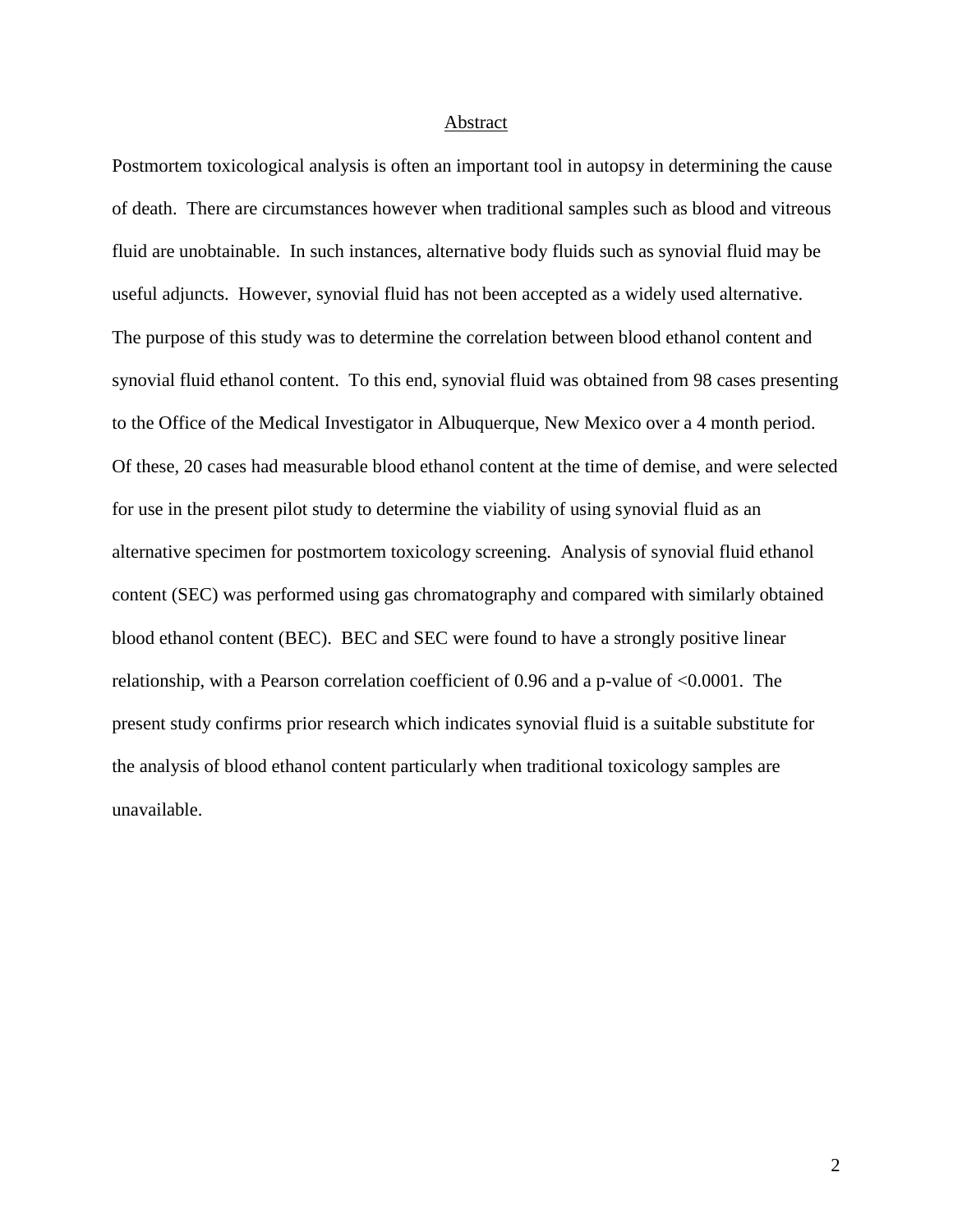## Abstract

Postmortem toxicological analysis is often an important tool in autopsy in determining the cause of death. There are circumstances however when traditional samples such as blood and vitreous fluid are unobtainable. In such instances, alternative body fluids such as synovial fluid may be useful adjuncts. However, synovial fluid has not been accepted as a widely used alternative. The purpose of this study was to determine the correlation between blood ethanol content and synovial fluid ethanol content. To this end, synovial fluid was obtained from 98 cases presenting to the Office of the Medical Investigator in Albuquerque, New Mexico over a 4 month period. Of these, 20 cases had measurable blood ethanol content at the time of demise, and were selected for use in the present pilot study to determine the viability of using synovial fluid as an alternative specimen for postmortem toxicology screening. Analysis of synovial fluid ethanol content (SEC) was performed using gas chromatography and compared with similarly obtained blood ethanol content (BEC). BEC and SEC were found to have a strongly positive linear relationship, with a Pearson correlation coefficient of 0.96 and a p-value of $<0.0001$. The present study confirms prior research which indicates synovial fluid is a suitable substitute for the analysis of blood ethanol content particularly when traditional toxicology samples are unavailable.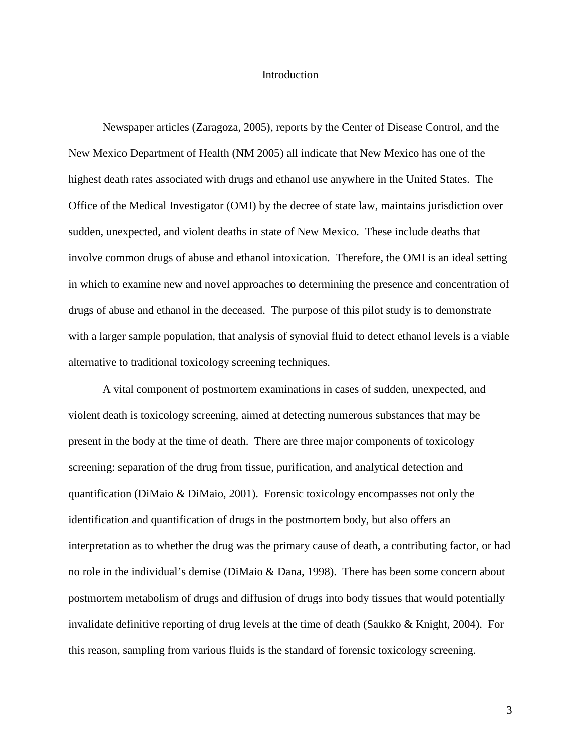## Introduction

Newspaper articles (Zaragoza, 2005), reports by the Center of Disease Control, and the New Mexico Department of Health (NM 2005) all indicate that New Mexico has one of the highest death rates associated with drugs and ethanol use anywhere in the United States. The Office of the Medical Investigator (OMI) by the decree of state law, maintains jurisdiction over sudden, unexpected, and violent deaths in state of New Mexico. These include deaths that involve common drugs of abuse and ethanol intoxication. Therefore, the OMI is an ideal setting in which to examine new and novel approaches to determining the presence and concentration of drugs of abuse and ethanol in the deceased. The purpose of this pilot study is to demonstrate with a larger sample population, that analysis of synovial fluid to detect ethanol levels is a viable alternative to traditional toxicology screening techniques.

A vital component of postmortem examinations in cases of sudden, unexpected, and violent death is toxicology screening, aimed at detecting numerous substances that may be present in the body at the time of death. There are three major components of toxicology screening: separation of the drug from tissue, purification, and analytical detection and quantification (DiMaio & DiMaio, 2001). Forensic toxicology encompasses not only the identification and quantification of drugs in the postmortem body, but also offers an interpretation as to whether the drug was the primary cause of death, a contributing factor, or had no role in the individual's demise (DiMaio & Dana, 1998). There has been some concern about postmortem metabolism of drugs and diffusion of drugs into body tissues that would potentially invalidate definitive reporting of drug levels at the time of death (Saukko & Knight, 2004). For this reason, sampling from various fluids is the standard of forensic toxicology screening.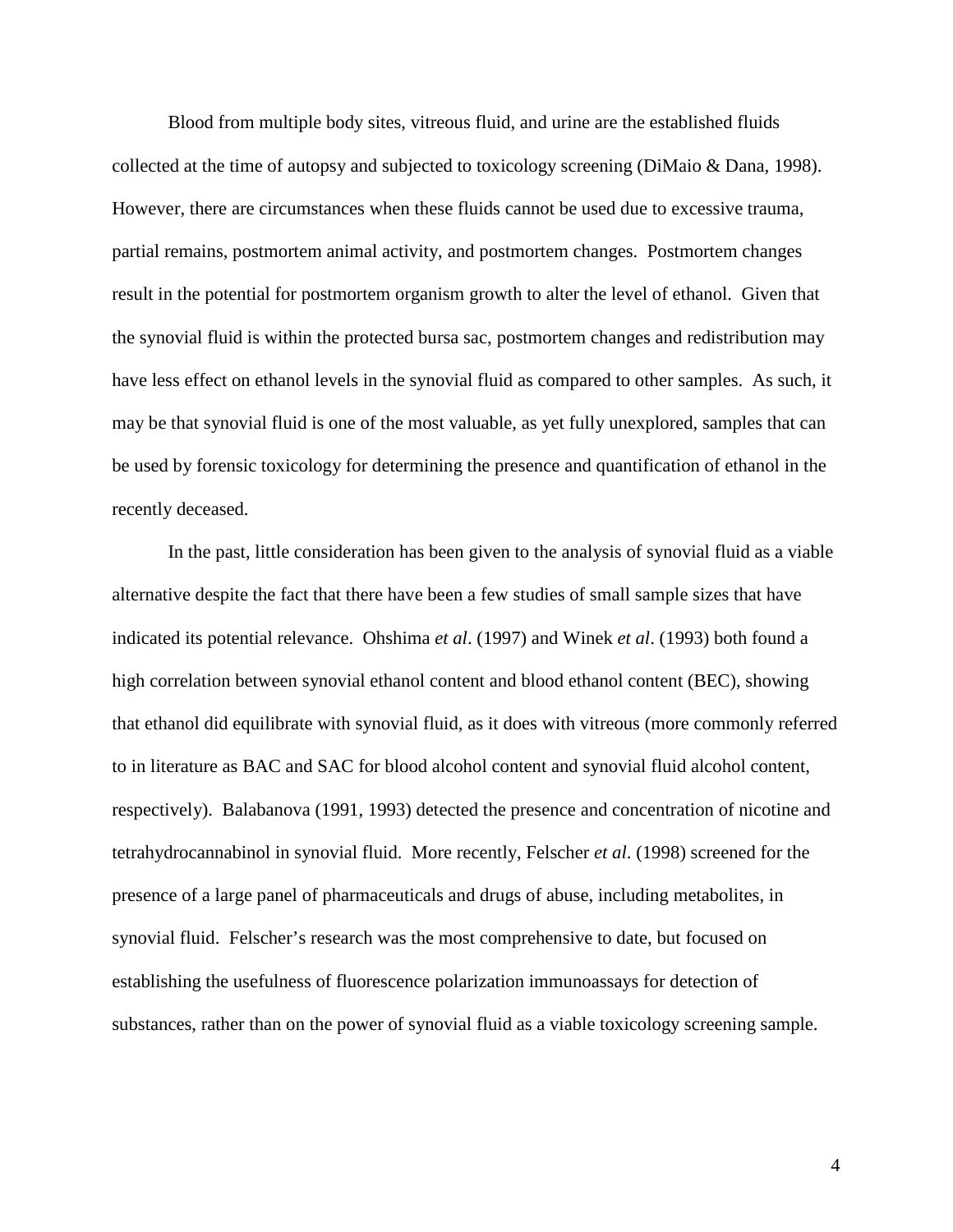Blood from multiple body sites, vitreous fluid, and urine are the established fluids collected at the time of autopsy and subjected to toxicology screening (DiMaio & Dana, 1998). However, there are circumstances when these fluids cannot be used due to excessive trauma, partial remains, postmortem animal activity, and postmortem changes. Postmortem changes result in the potential for postmortem organism growth to alter the level of ethanol. Given that the synovial fluid is within the protected bursa sac, postmortem changes and redistribution may have less effect on ethanol levels in the synovial fluid as compared to other samples. As such, it may be that synovial fluid is one of the most valuable, as yet fully unexplored, samples that can be used by forensic toxicology for determining the presence and quantification of ethanol in the recently deceased.

In the past, little consideration has been given to the analysis of synovial fluid as a viable alternative despite the fact that there have been a few studies of small sample sizes that have indicated its potential relevance. Ohshima *et al*. (1997) and Winek *et al*. (1993) both found a high correlation between synovial ethanol content and blood ethanol content (BEC), showing that ethanol did equilibrate with synovial fluid, as it does with vitreous (more commonly referred to in literature as BAC and SAC for blood alcohol content and synovial fluid alcohol content, respectively). Balabanova (1991, 1993) detected the presence and concentration of nicotine and tetrahydrocannabinol in synovial fluid. More recently, Felscher *et al*. (1998) screened for the presence of a large panel of pharmaceuticals and drugs of abuse, including metabolites, in synovial fluid. Felscher's research was the most comprehensive to date, but focused on establishing the usefulness of fluorescence polarization immunoassays for detection of substances, rather than on the power of synovial fluid as a viable toxicology screening sample.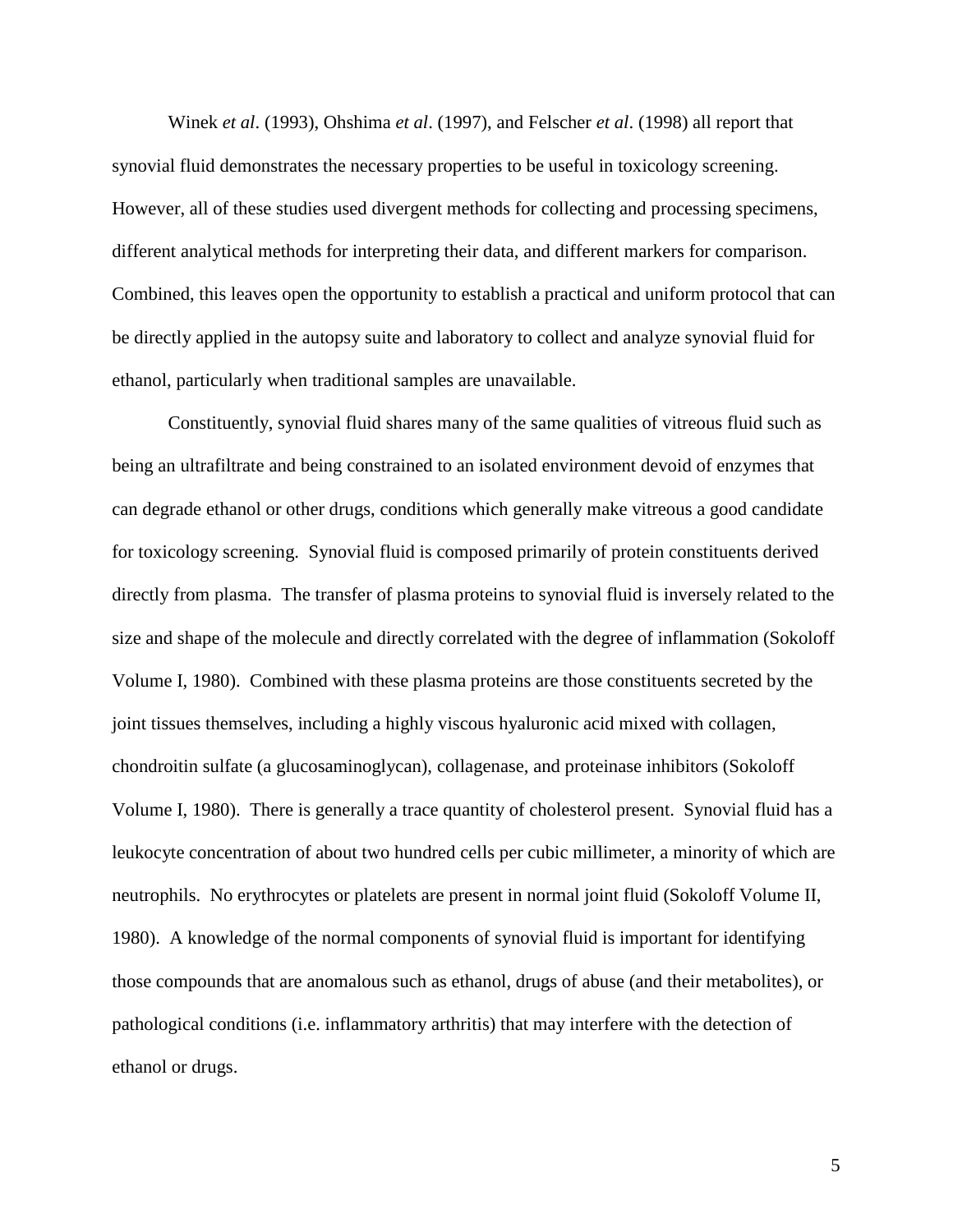Winek *et al*. (1993), Ohshima *et al*. (1997), and Felscher *et al*. (1998) all report that synovial fluid demonstrates the necessary properties to be useful in toxicology screening. However, all of these studies used divergent methods for collecting and processing specimens, different analytical methods for interpreting their data, and different markers for comparison. Combined, this leaves open the opportunity to establish a practical and uniform protocol that can be directly applied in the autopsy suite and laboratory to collect and analyze synovial fluid for ethanol, particularly when traditional samples are unavailable.

Constituently, synovial fluid shares many of the same qualities of vitreous fluid such as being an ultrafiltrate and being constrained to an isolated environment devoid of enzymes that can degrade ethanol or other drugs, conditions which generally make vitreous a good candidate for toxicology screening. Synovial fluid is composed primarily of protein constituents derived directly from plasma. The transfer of plasma proteins to synovial fluid is inversely related to the size and shape of the molecule and directly correlated with the degree of inflammation (Sokoloff Volume I, 1980). Combined with these plasma proteins are those constituents secreted by the joint tissues themselves, including a highly viscous hyaluronic acid mixed with collagen, chondroitin sulfate (a glucosaminoglycan), collagenase, and proteinase inhibitors (Sokoloff Volume I, 1980). There is generally a trace quantity of cholesterol present. Synovial fluid has a leukocyte concentration of about two hundred cells per cubic millimeter, a minority of which are neutrophils. No erythrocytes or platelets are present in normal joint fluid (Sokoloff Volume II, 1980). A knowledge of the normal components of synovial fluid is important for identifying those compounds that are anomalous such as ethanol, drugs of abuse (and their metabolites), or pathological conditions (i.e. inflammatory arthritis) that may interfere with the detection of ethanol or drugs.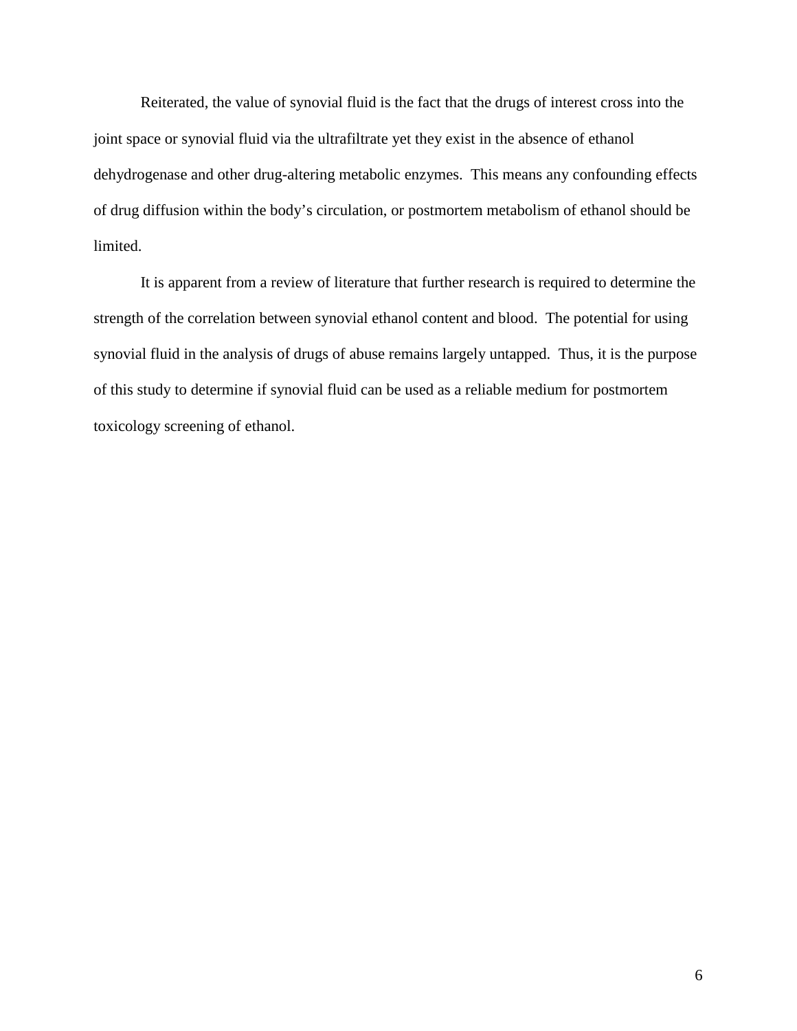Reiterated, the value of synovial fluid is the fact that the drugs of interest cross into the joint space or synovial fluid via the ultrafiltrate yet they exist in the absence of ethanol dehydrogenase and other drug-altering metabolic enzymes. This means any confounding effects of drug diffusion within the body's circulation, or postmortem metabolism of ethanol should be limited.

It is apparent from a review of literature that further research is required to determine the strength of the correlation between synovial ethanol content and blood. The potential for using synovial fluid in the analysis of drugs of abuse remains largely untapped. Thus, it is the purpose of this study to determine if synovial fluid can be used as a reliable medium for postmortem toxicology screening of ethanol.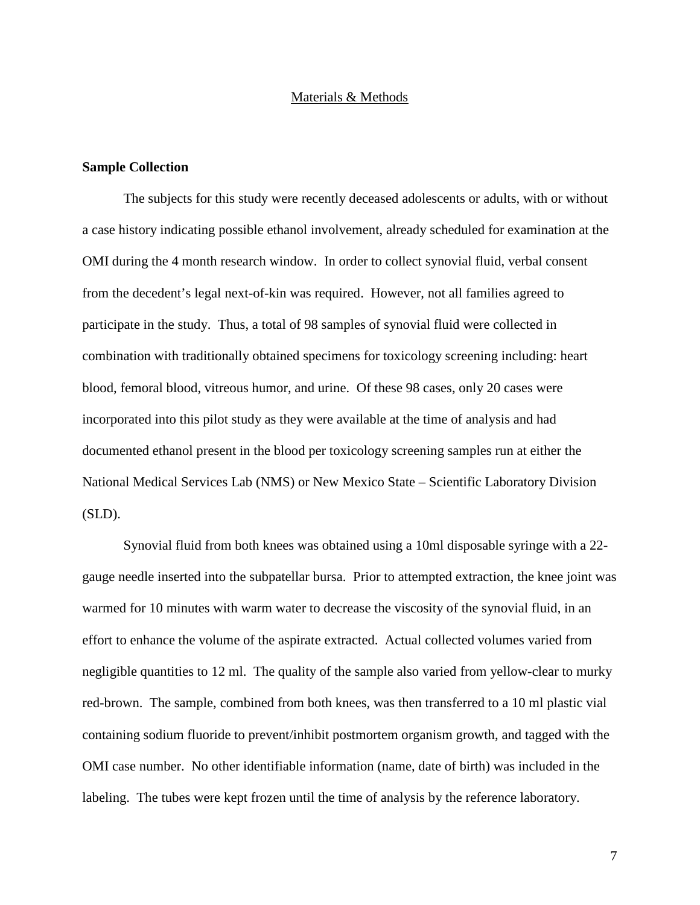# Materials & Methods

## Sample Collection

The subjects for this study were recently deceased adolescents or adults, with or without a case history indicating possible ethanol involvement, already scheduled for examination at the OMI during the 4 month research window. In order to collect synovial fluid, verbal consent from the decedent's legal next-of-kin was required. However, not all families agreed to participate in the study. Thus, a total of 98 samples of synovial fluid were collected in combination with traditionally obtained specimens for toxicology screening including: heart blood, femoral blood, vitreous humor, and urine. Of these 98 cases, only 20 cases were incorporated into this pilot study as they were available at the time of analysis and had documented ethanol present in the blood per toxicology screening samples run at either the National Medical Services Lab (NMS) or New Mexico State – Scientific Laboratory Division (SLD).

Synovial fluid from both knees was obtained using a 10ml disposable syringe with a 22-gauge needle inserted into the subpatellar bursa. Prior to attempted extraction, the knee joint was warmed for 10 minutes with warm water to decrease the viscosity of the synovial fluid, in an effort to enhance the volume of the aspirate extracted. Actual collected volumes varied from negligible quantities to 12 ml. The quality of the sample also varied from yellow-clear to murky red-brown. The sample, combined from both knees, was then transferred to a 10 ml plastic vial containing sodium fluoride to prevent/inhibit postmortem organism growth, and tagged with the OMI case number. No other identifiable information (name, date of birth) was included in the labeling. The tubes were kept frozen until the time of analysis by the reference laboratory.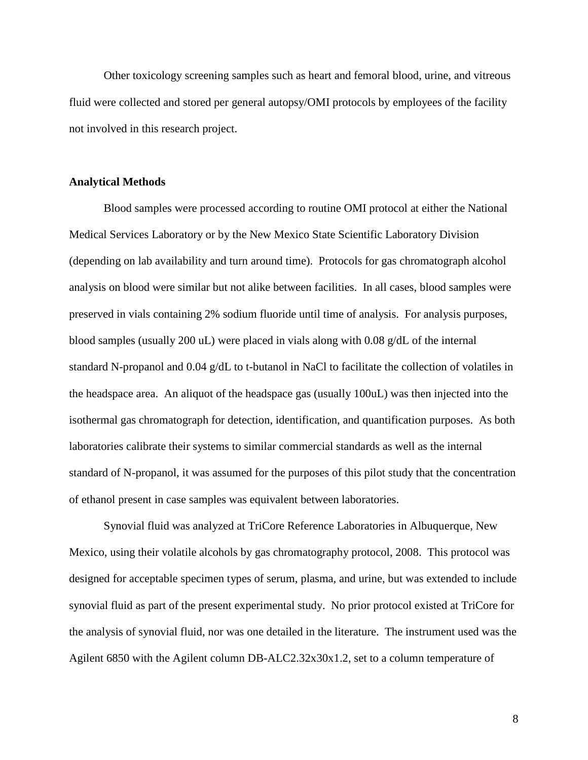Other toxicology screening samples such as heart and femoral blood, urine, and vitreous fluid were collected and stored per general autopsy/OMI protocols by employees of the facility not involved in this research project.

**Analytical Methods**

Blood samples were processed according to routine OMI protocol at either the National Medical Services Laboratory or by the New Mexico State Scientific Laboratory Division (depending on lab availability and turn around time). Protocols for gas chromatograph alcohol analysis on blood were similar but not alike between facilities. In all cases, blood samples were preserved in vials containing 2% sodium fluoride until time of analysis. For analysis purposes, blood samples (usually 200 uL) were placed in vials along with 0.08 g/dL of the internal standard N-propanol and 0.04 g/dL to t-butanol in NaCl to facilitate the collection of volatiles in the headspace area. An aliquot of the headspace gas (usually 100uL) was then injected into the isothermal gas chromatograph for detection, identification, and quantification purposes. As both laboratories calibrate their systems to similar commercial standards as well as the internal standard of N-propanol, it was assumed for the purposes of this pilot study that the concentration of ethanol present in case samples was equivalent between laboratories.

Synovial fluid was analyzed at TriCore Reference Laboratories in Albuquerque, New Mexico, using their volatile alcohols by gas chromatography protocol, 2008. This protocol was designed for acceptable specimen types of serum, plasma, and urine, but was extended to include synovial fluid as part of the present experimental study. No prior protocol existed at TriCore for the analysis of synovial fluid, nor was one detailed in the literature. The instrument used was the Agilent 6850 with the Agilent column DB-ALC2.32x30x1.2, set to a column temperature of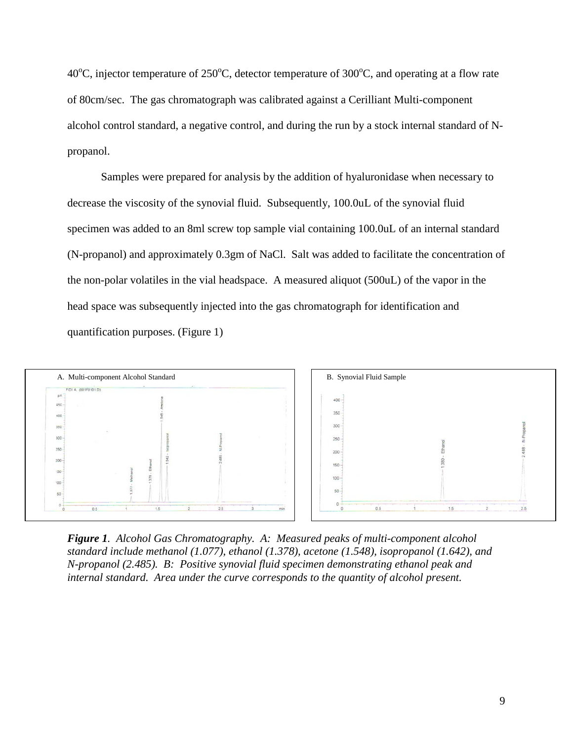40°C, injector temperature of 250°C, detector temperature of 300°C, and operating at a flow rate of 80cm/sec. The gas chromatograph was calibrated against a Cerilliant Multi-component alcohol control standard, a negative control, and during the run by a stock internal standard of N-propanol.

Samples were prepared for analysis by the addition of hyaluronidase when necessary to decrease the viscosity of the synovial fluid. Subsequently, 100.0uL of the synovial fluid specimen was added to an 8ml screw top sample vial containing 100.0uL of an internal standard (N-propanol) and approximately 0.3gm of NaCl. Salt was added to facilitate the concentration of the non-polar volatiles in the vial headspace. A measured aliquot (500uL) of the vapor in the head space was subsequently injected into the gas chromatograph for identification and quantification purposes. (Figure 1)

*__Figure 1__. Alcohol Gas Chromatography. A: Measured peaks of multi-component alcohol standard include methanol (1.077), ethanol (1.378), acetone (1.548), isopropanol (1.642), and N-propanol (2.485). B: Positive synovial fluid specimen demonstrating ethanol peak and internal standard. Area under the curve corresponds to the quantity of alcohol present.*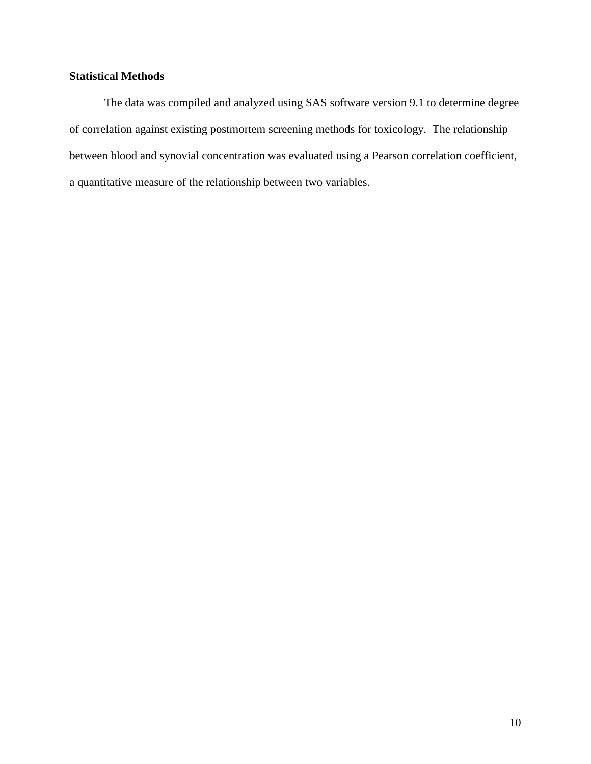**Statistical Methods**

The data was compiled and analyzed using SAS software version 9.1 to determine degree of correlation against existing postmortem screening methods for toxicology. The relationship between blood and synovial concentration was evaluated using a Pearson correlation coefficient, a quantitative measure of the relationship between two variables.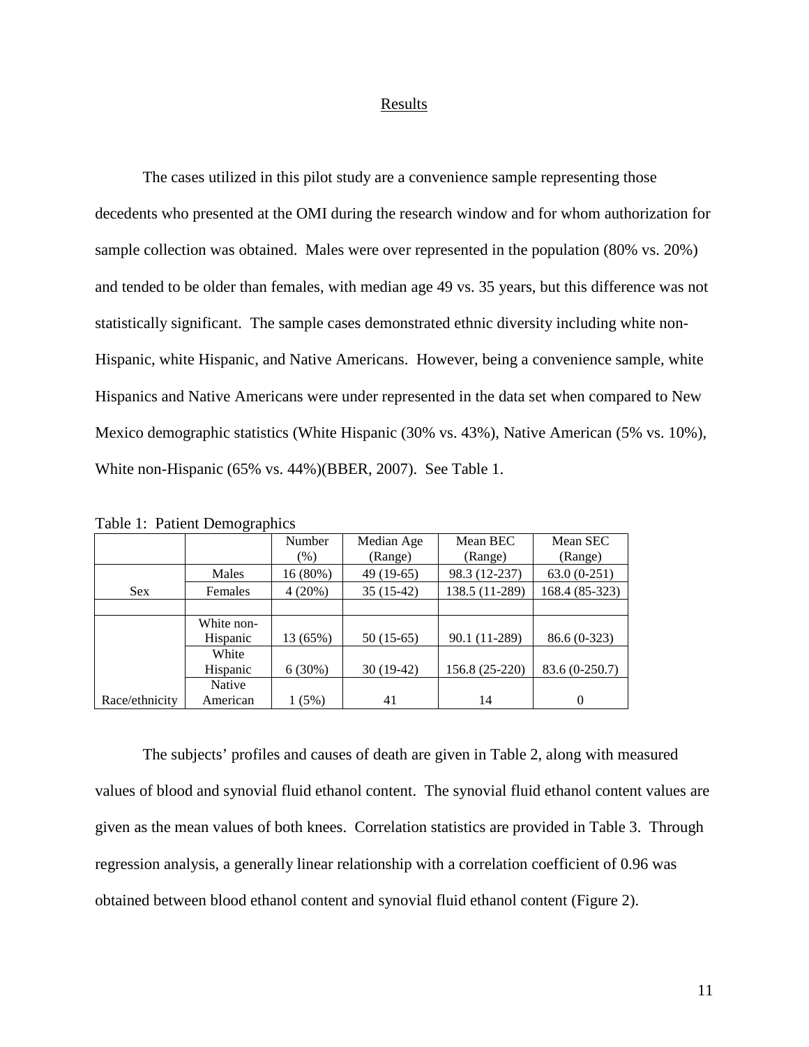## Results

The cases utilized in this pilot study are a convenience sample representing those decedents who presented at the OMI during the research window and for whom authorization for sample collection was obtained. Males were over represented in the population (80% vs. 20%) and tended to be older than females, with median age 49 vs. 35 years, but this difference was not statistically significant. The sample cases demonstrated ethnic diversity including white non-Hispanic, white Hispanic, and Native Americans. However, being a convenience sample, white Hispanics and Native Americans were under represented in the data set when compared to New Mexico demographic statistics (White Hispanic (30% vs. 43%), Native American (5% vs. 10%), White non-Hispanic (65% vs. 44%)(BBER, 2007). See Table 1.

Table 1: Patient Demographics

| | | Number (%) | Median Age (Range) | Mean BEC (Range) | Mean SEC (Range) |
|---|---|---|---|---|---|
| Sex | Males | 16 (80%) | 49 (19-65) | 98.3 (12-237) | 63.0 (0-251) |
| | Females | 4 (20%) | 35 (15-42) | 138.5 (11-289) | 168.4 (85-323) |
| | | | | | |
| Race/ethnicity | White non-Hispanic | 13 (65%) | 50 (15-65) | 90.1 (11-289) | 86.6 (0-323) |
| | White Hispanic | 6 (30%) | 30 (19-42) | 156.8 (25-220) | 83.6 (0-250.7) |
| | Native American | 1 (5%) | 41 | 14 | 0 |

The subjects' profiles and causes of death are given in Table 2, along with measured values of blood and synovial fluid ethanol content. The synovial fluid ethanol content values are given as the mean values of both knees. Correlation statistics are provided in Table 3. Through regression analysis, a generally linear relationship with a correlation coefficient of 0.96 was obtained between blood ethanol content and synovial fluid ethanol content (Figure 2).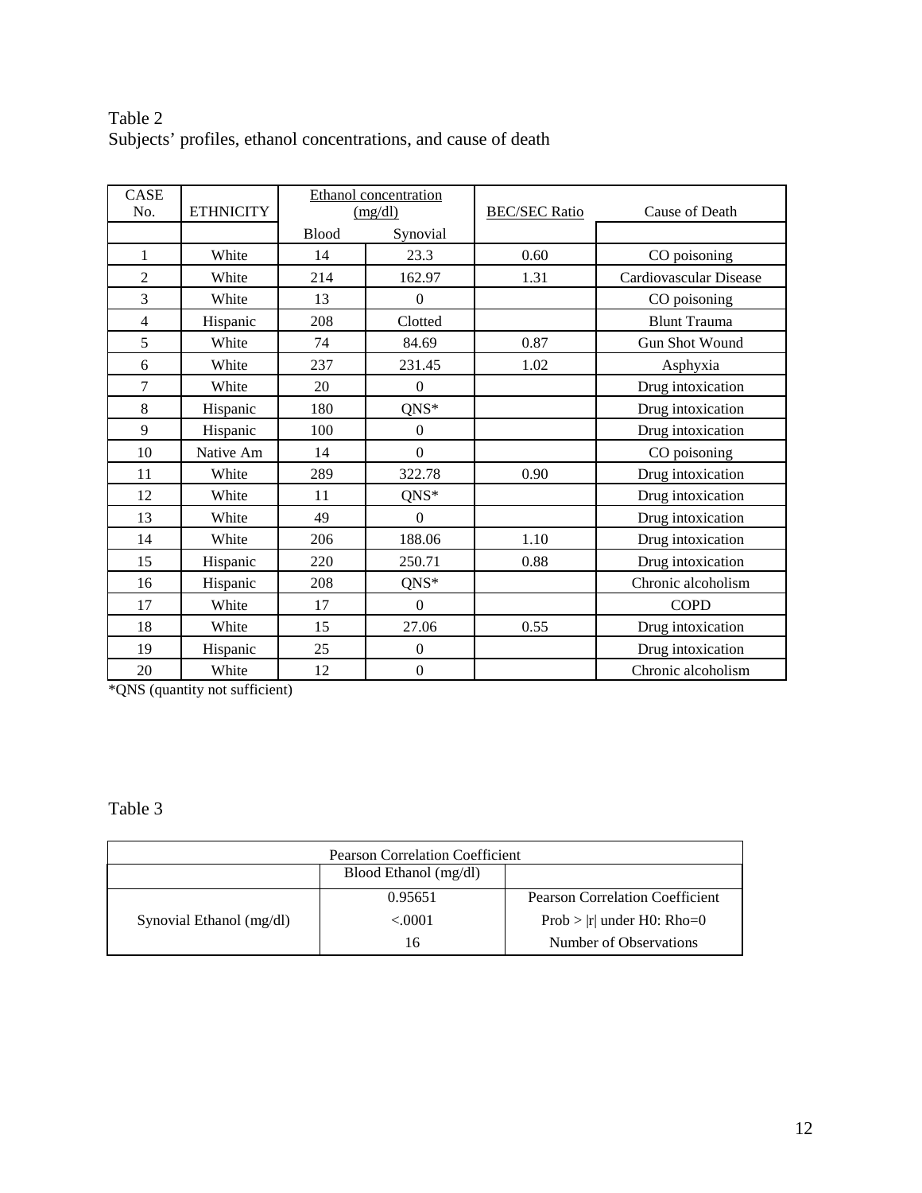Table 2
Subjects' profiles, ethanol concentrations, and cause of death

| CASE No. | ETHNICITY | Ethanol concentration (mg/dl) | | BEC/SEC Ratio | Cause of Death |
|---|---|---|---|---|---|
| | | Blood | Synovial | | |
| 1 | White | 14 | 23.3 | 0.60 | CO poisoning |
| 2 | White | 214 | 162.97 | 1.31 | Cardiovascular Disease |
| 3 | White | 13 | 0 | | CO poisoning |
| 4 | Hispanic | 208 | Clotted | | Blunt Trauma |
| 5 | White | 74 | 84.69 | 0.87 | Gun Shot Wound |
| 6 | White | 237 | 231.45 | 1.02 | Asphyxia |
| 7 | White | 20 | 0 | | Drug intoxication |
| 8 | Hispanic | 180 | QNS* | | Drug intoxication |
| 9 | Hispanic | 100 | 0 | | Drug intoxication |
| 10 | Native Am | 14 | 0 | | CO poisoning |
| 11 | White | 289 | 322.78 | 0.90 | Drug intoxication |
| 12 | White | 11 | QNS* | | Drug intoxication |
| 13 | White | 49 | 0 | | Drug intoxication |
| 14 | White | 206 | 188.06 | 1.10 | Drug intoxication |
| 15 | Hispanic | 220 | 250.71 | 0.88 | Drug intoxication |
| 16 | Hispanic | 208 | QNS* | | Chronic alcoholism |
| 17 | White | 17 | 0 | | COPD |
| 18 | White | 15 | 27.06 | 0.55 | Drug intoxication |
| 19 | Hispanic | 25 | 0 | | Drug intoxication |
| 20 | White | 12 | 0 | | Chronic alcoholism |

*QNS (quantity not sufficient)

Table 3

| Pearson Correlation Coefficient | | |
|---|---|---|
| | Blood Ethanol (mg/dl) | |
| Synovial Ethanol (mg/dl) | 0.95651 | Pearson Correlation Coefficient |
| | <.0001 | Prob > \|r\| under H0: Rho=0 |
| | 16 | Number of Observations |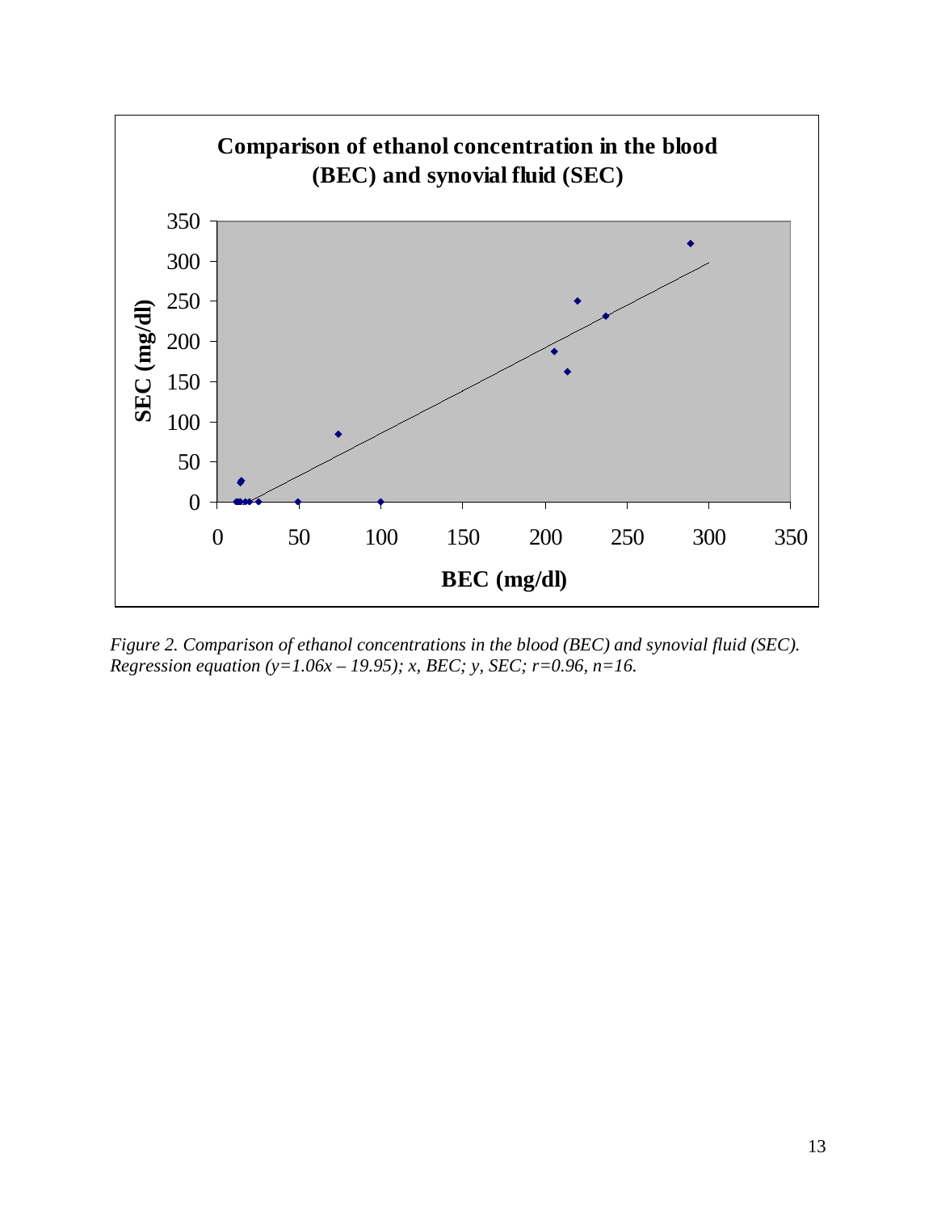*Figure 2. Comparison of ethanol concentrations in the blood (BEC) and synovial fluid (SEC). Regression equation ($y=1.06x – 19.95$); x, BEC; y, SEC; $r=0.96$, $n=16$.*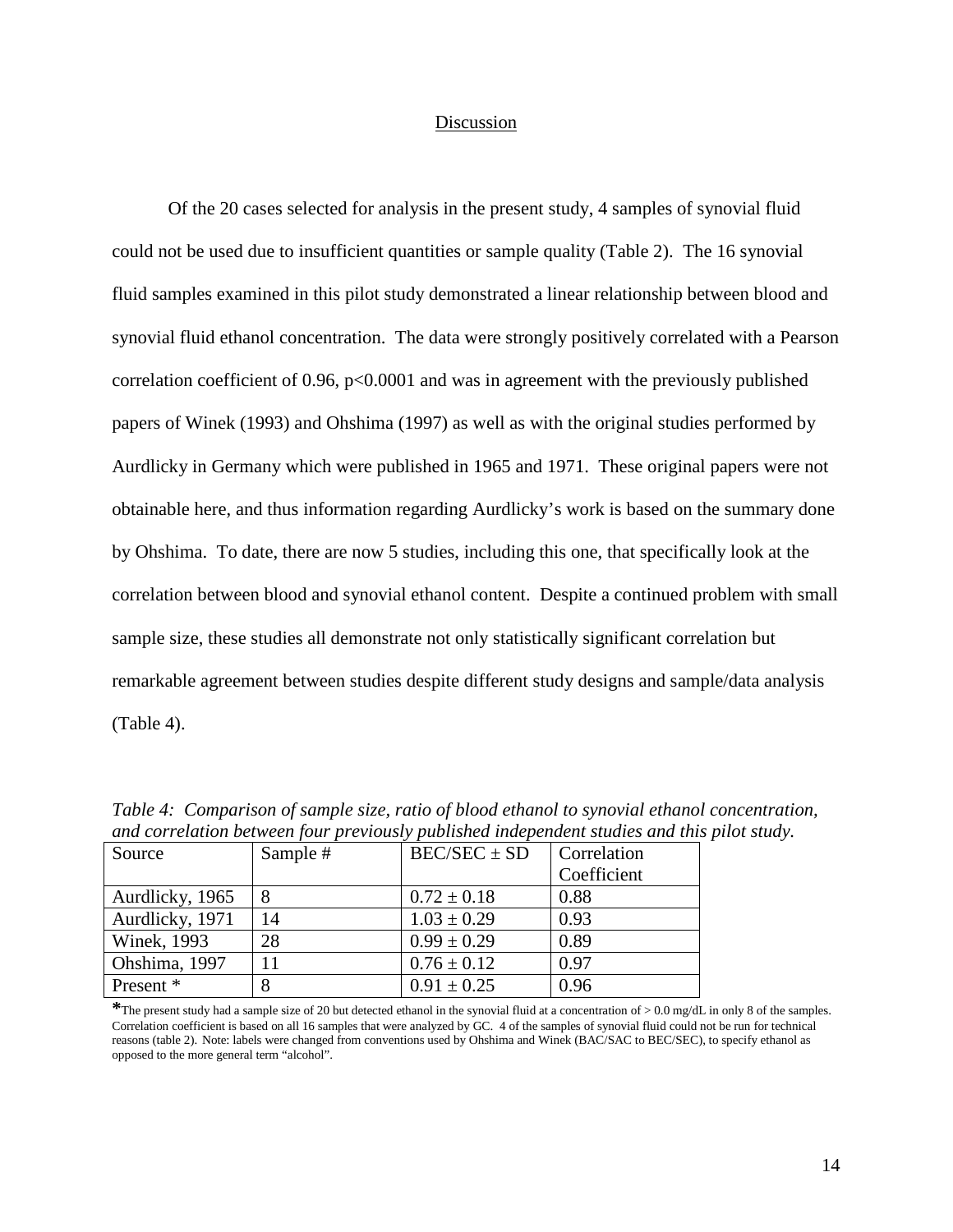## Discussion

Of the 20 cases selected for analysis in the present study, 4 samples of synovial fluid could not be used due to insufficient quantities or sample quality (Table 2). The 16 synovial fluid samples examined in this pilot study demonstrated a linear relationship between blood and synovial fluid ethanol concentration. The data were strongly positively correlated with a Pearson correlation coefficient of 0.96, $p<0.0001$ and was in agreement with the previously published papers of Winek (1993) and Ohshima (1997) as well as with the original studies performed by Aurdlicky in Germany which were published in 1965 and 1971. These original papers were not obtainable here, and thus information regarding Aurdlicky's work is based on the summary done by Ohshima. To date, there are now 5 studies, including this one, that specifically look at the correlation between blood and synovial ethanol content. Despite a continued problem with small sample size, these studies all demonstrate not only statistically significant correlation but remarkable agreement between studies despite different study designs and sample/data analysis (Table 4).

*Table 4: Comparison of sample size, ratio of blood ethanol to synovial ethanol concentration, and correlation between four previously published independent studies and this pilot study.*

| Source | Sample # | BEC/SEC ± SD | Correlation Coefficient |
|---|---|---|---|
| Aurdlicky, 1965 | 8 | 0.72 ± 0.18 | 0.88 |
| Aurdlicky, 1971 | 14 | 1.03 ± 0.29 | 0.93 |
| Winek, 1993 | 28 | 0.99 ± 0.29 | 0.89 |
| Ohshima, 1997 | 11 | 0.76 ± 0.12 | 0.97 |
| Present * | 8 | 0.91 ± 0.25 | 0.96 |

*The present study had a sample size of 20 but detected ethanol in the synovial fluid at a concentration of > 0.0 mg/dL in only 8 of the samples. Correlation coefficient is based on all 16 samples that were analyzed by GC. 4 of the samples of synovial fluid could not be run for technical reasons (table 2). Note: labels were changed from conventions used by Ohshima and Winek (BAC/SAC to BEC/SEC), to specify ethanol as opposed to the more general term "alcohol".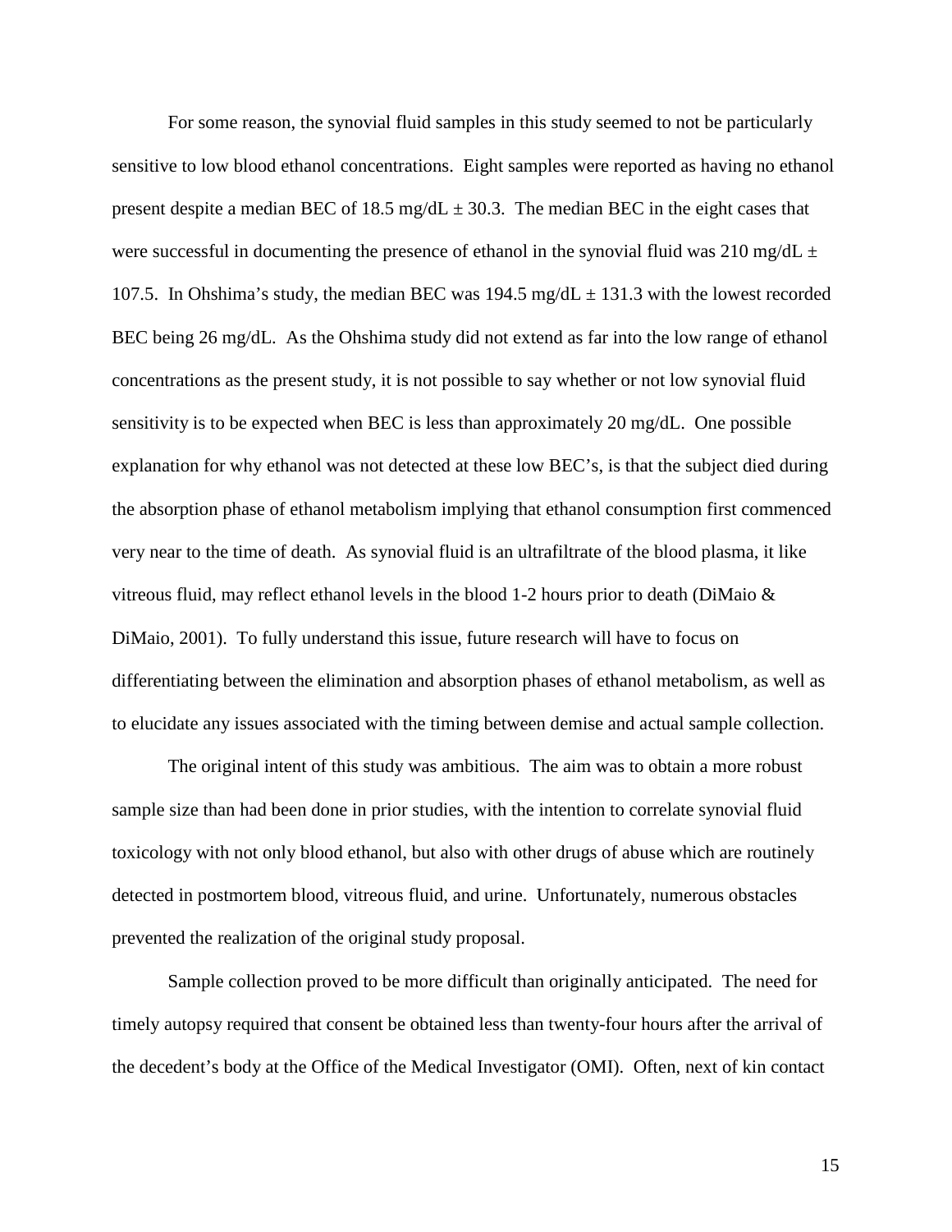For some reason, the synovial fluid samples in this study seemed to not be particularly sensitive to low blood ethanol concentrations. Eight samples were reported as having no ethanol present despite a median BEC of 18.5 mg/dL ± 30.3. The median BEC in the eight cases that were successful in documenting the presence of ethanol in the synovial fluid was 210 mg/dL ± 107.5. In Ohshima's study, the median BEC was 194.5 mg/dL ± 131.3 with the lowest recorded BEC being 26 mg/dL. As the Ohshima study did not extend as far into the low range of ethanol concentrations as the present study, it is not possible to say whether or not low synovial fluid sensitivity is to be expected when BEC is less than approximately 20 mg/dL. One possible explanation for why ethanol was not detected at these low BEC's, is that the subject died during the absorption phase of ethanol metabolism implying that ethanol consumption first commenced very near to the time of death. As synovial fluid is an ultrafiltrate of the blood plasma, it like vitreous fluid, may reflect ethanol levels in the blood 1-2 hours prior to death (DiMaio & DiMaio, 2001). To fully understand this issue, future research will have to focus on differentiating between the elimination and absorption phases of ethanol metabolism, as well as to elucidate any issues associated with the timing between demise and actual sample collection.

The original intent of this study was ambitious. The aim was to obtain a more robust sample size than had been done in prior studies, with the intention to correlate synovial fluid toxicology with not only blood ethanol, but also with other drugs of abuse which are routinely detected in postmortem blood, vitreous fluid, and urine. Unfortunately, numerous obstacles prevented the realization of the original study proposal.

Sample collection proved to be more difficult than originally anticipated. The need for timely autopsy required that consent be obtained less than twenty-four hours after the arrival of the decedent's body at the Office of the Medical Investigator (OMI). Often, next of kin contact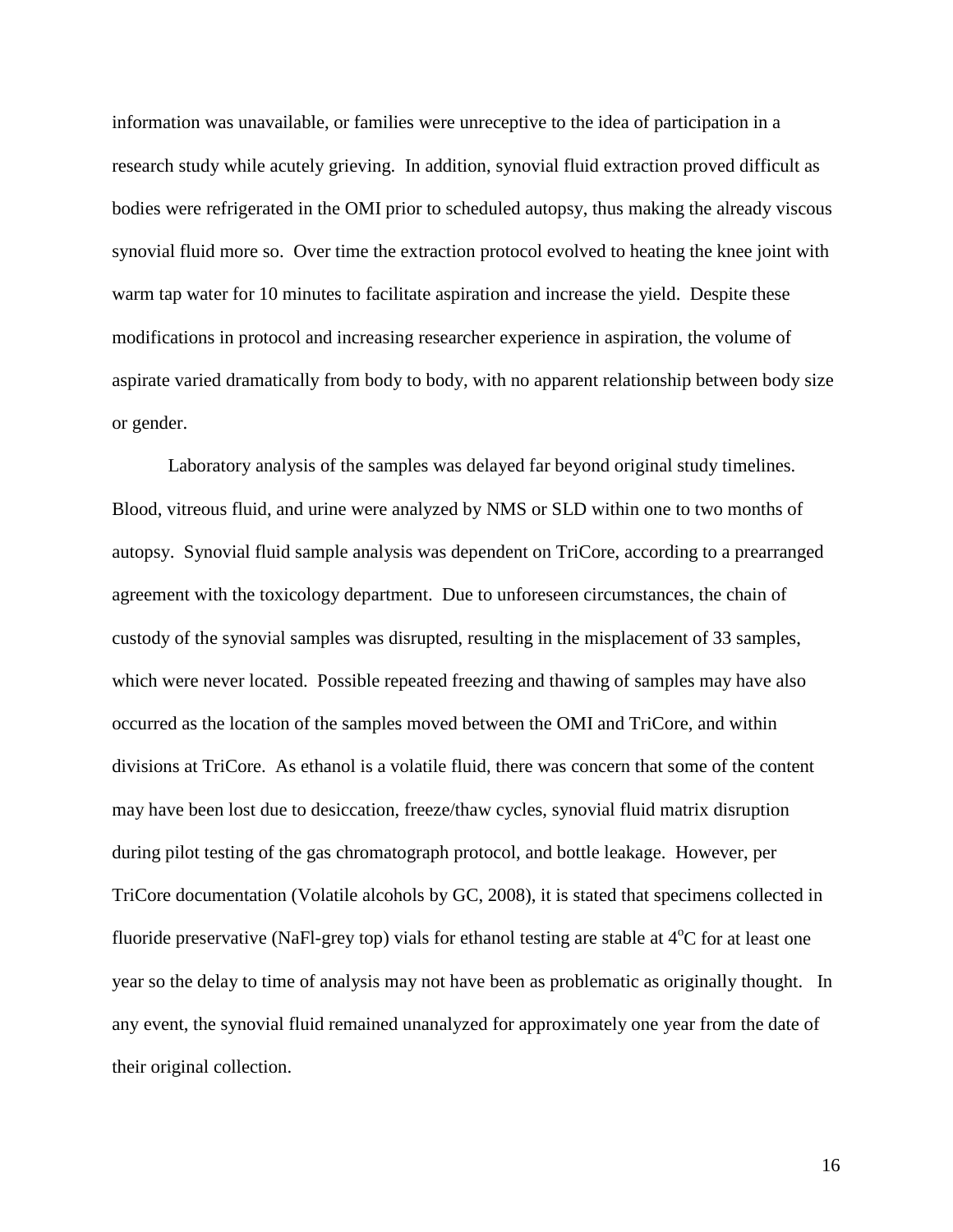information was unavailable, or families were unreceptive to the idea of participation in a research study while acutely grieving. In addition, synovial fluid extraction proved difficult as bodies were refrigerated in the OMI prior to scheduled autopsy, thus making the already viscous synovial fluid more so. Over time the extraction protocol evolved to heating the knee joint with warm tap water for 10 minutes to facilitate aspiration and increase the yield. Despite these modifications in protocol and increasing researcher experience in aspiration, the volume of aspirate varied dramatically from body to body, with no apparent relationship between body size or gender.

Laboratory analysis of the samples was delayed far beyond original study timelines. Blood, vitreous fluid, and urine were analyzed by NMS or SLD within one to two months of autopsy. Synovial fluid sample analysis was dependent on TriCore, according to a prearranged agreement with the toxicology department. Due to unforeseen circumstances, the chain of custody of the synovial samples was disrupted, resulting in the misplacement of 33 samples, which were never located. Possible repeated freezing and thawing of samples may have also occurred as the location of the samples moved between the OMI and TriCore, and within divisions at TriCore. As ethanol is a volatile fluid, there was concern that some of the content may have been lost due to desiccation, freeze/thaw cycles, synovial fluid matrix disruption during pilot testing of the gas chromatograph protocol, and bottle leakage. However, per TriCore documentation (Volatile alcohols by GC, 2008), it is stated that specimens collected in fluoride preservative (NaFl-grey top) vials for ethanol testing are stable at $4^{o}C$ for at least one year so the delay to time of analysis may not have been as problematic as originally thought. In any event, the synovial fluid remained unanalyzed for approximately one year from the date of their original collection.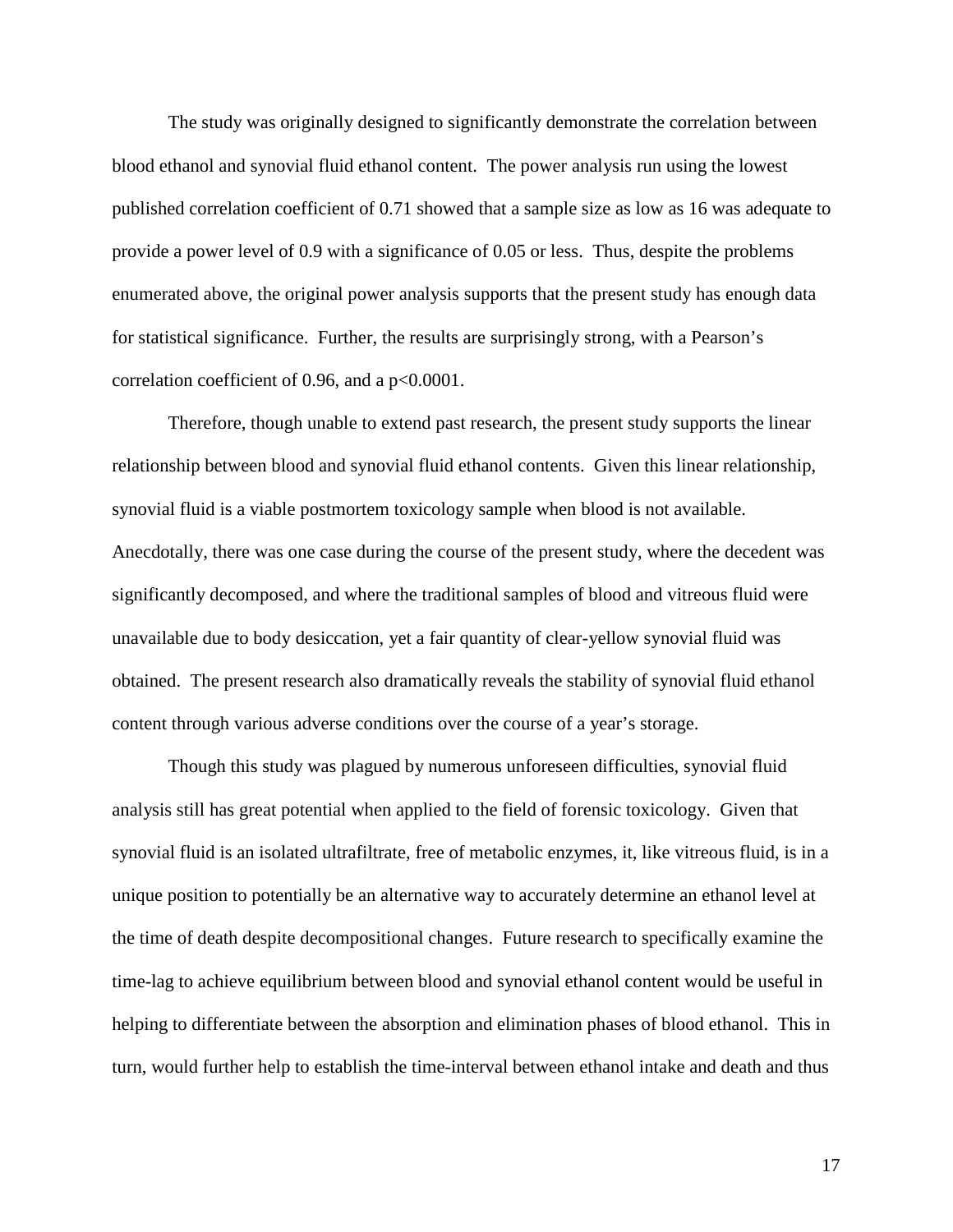The study was originally designed to significantly demonstrate the correlation between blood ethanol and synovial fluid ethanol content. The power analysis run using the lowest published correlation coefficient of 0.71 showed that a sample size as low as 16 was adequate to provide a power level of 0.9 with a significance of 0.05 or less. Thus, despite the problems enumerated above, the original power analysis supports that the present study has enough data for statistical significance. Further, the results are surprisingly strong, with a Pearson's correlation coefficient of 0.96, and a $p<0.0001$.

Therefore, though unable to extend past research, the present study supports the linear relationship between blood and synovial fluid ethanol contents. Given this linear relationship, synovial fluid is a viable postmortem toxicology sample when blood is not available. Anecdotally, there was one case during the course of the present study, where the decedent was significantly decomposed, and where the traditional samples of blood and vitreous fluid were unavailable due to body desiccation, yet a fair quantity of clear-yellow synovial fluid was obtained. The present research also dramatically reveals the stability of synovial fluid ethanol content through various adverse conditions over the course of a year's storage.

Though this study was plagued by numerous unforeseen difficulties, synovial fluid analysis still has great potential when applied to the field of forensic toxicology. Given that synovial fluid is an isolated ultrafiltrate, free of metabolic enzymes, it, like vitreous fluid, is in a unique position to potentially be an alternative way to accurately determine an ethanol level at the time of death despite decompositional changes. Future research to specifically examine the time-lag to achieve equilibrium between blood and synovial ethanol content would be useful in helping to differentiate between the absorption and elimination phases of blood ethanol. This in turn, would further help to establish the time-interval between ethanol intake and death and thus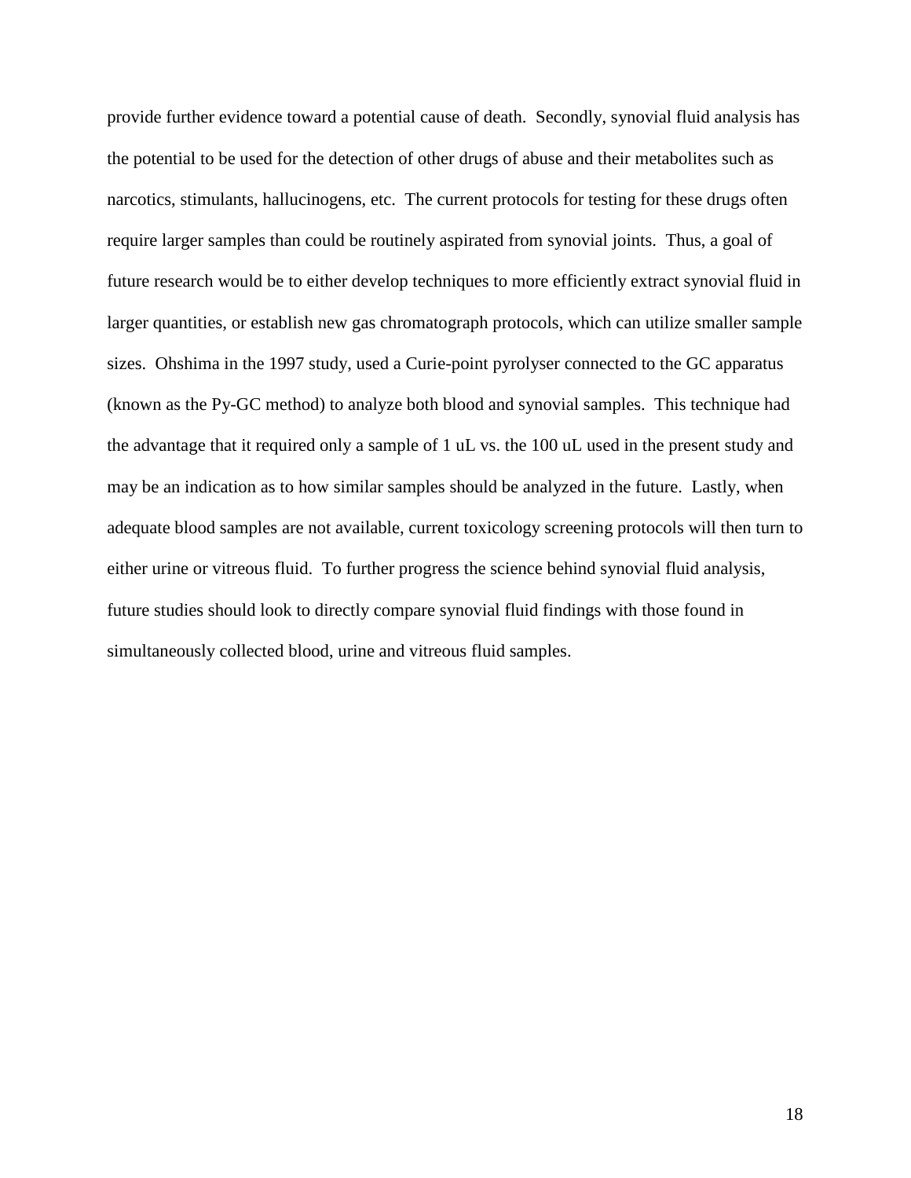provide further evidence toward a potential cause of death. Secondly, synovial fluid analysis has the potential to be used for the detection of other drugs of abuse and their metabolites such as narcotics, stimulants, hallucinogens, etc. The current protocols for testing for these drugs often require larger samples than could be routinely aspirated from synovial joints. Thus, a goal of future research would be to either develop techniques to more efficiently extract synovial fluid in larger quantities, or establish new gas chromatograph protocols, which can utilize smaller sample sizes. Ohshima in the 1997 study, used a Curie-point pyrolyser connected to the GC apparatus (known as the Py-GC method) to analyze both blood and synovial samples. This technique had the advantage that it required only a sample of 1 uL vs. the 100 uL used in the present study and may be an indication as to how similar samples should be analyzed in the future. Lastly, when adequate blood samples are not available, current toxicology screening protocols will then turn to either urine or vitreous fluid. To further progress the science behind synovial fluid analysis, future studies should look to directly compare synovial fluid findings with those found in simultaneously collected blood, urine and vitreous fluid samples.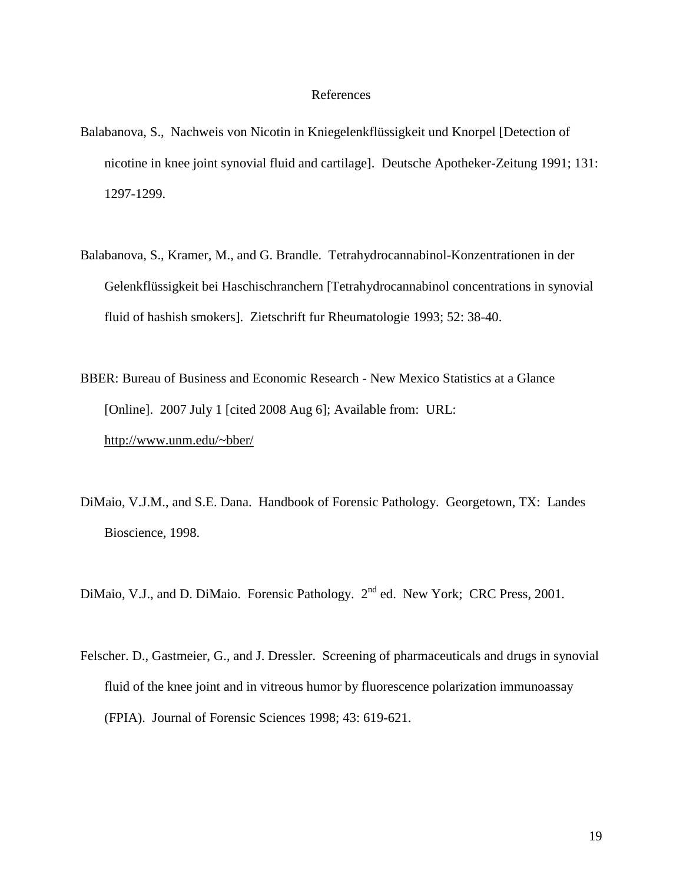# References

Balabanova, S., Nachweis von Nicotin in Kniegelenkflüssigkeit und Knorpel [Detection of nicotine in knee joint synovial fluid and cartilage]. Deutsche Apotheker-Zeitung 1991; 131: 1297-1299.

Balabanova, S., Kramer, M., and G. Brandle. Tetrahydrocannabinol-Konzentrationen in der Gelenkflüssigkeit bei Haschischranchern [Tetrahydrocannabinol concentrations in synovial fluid of hashish smokers]. Zietschrift fur Rheumatologie 1993; 52: 38-40.

BBER: Bureau of Business and Economic Research - New Mexico Statistics at a Glance [Online]. 2007 July 1 [cited 2008 Aug 6]; Available from: URL: http://www.unm.edu/~bber/

DiMaio, V.J.M., and S.E. Dana. Handbook of Forensic Pathology. Georgetown, TX: Landes Bioscience, 1998.

DiMaio, V.J., and D. DiMaio. Forensic Pathology. 2nd ed. New York; CRC Press, 2001.

Felscher. D., Gastmeier, G., and J. Dressler. Screening of pharmaceuticals and drugs in synovial fluid of the knee joint and in vitreous humor by fluorescence polarization immunoassay (FPIA). Journal of Forensic Sciences 1998; 43: 619-621.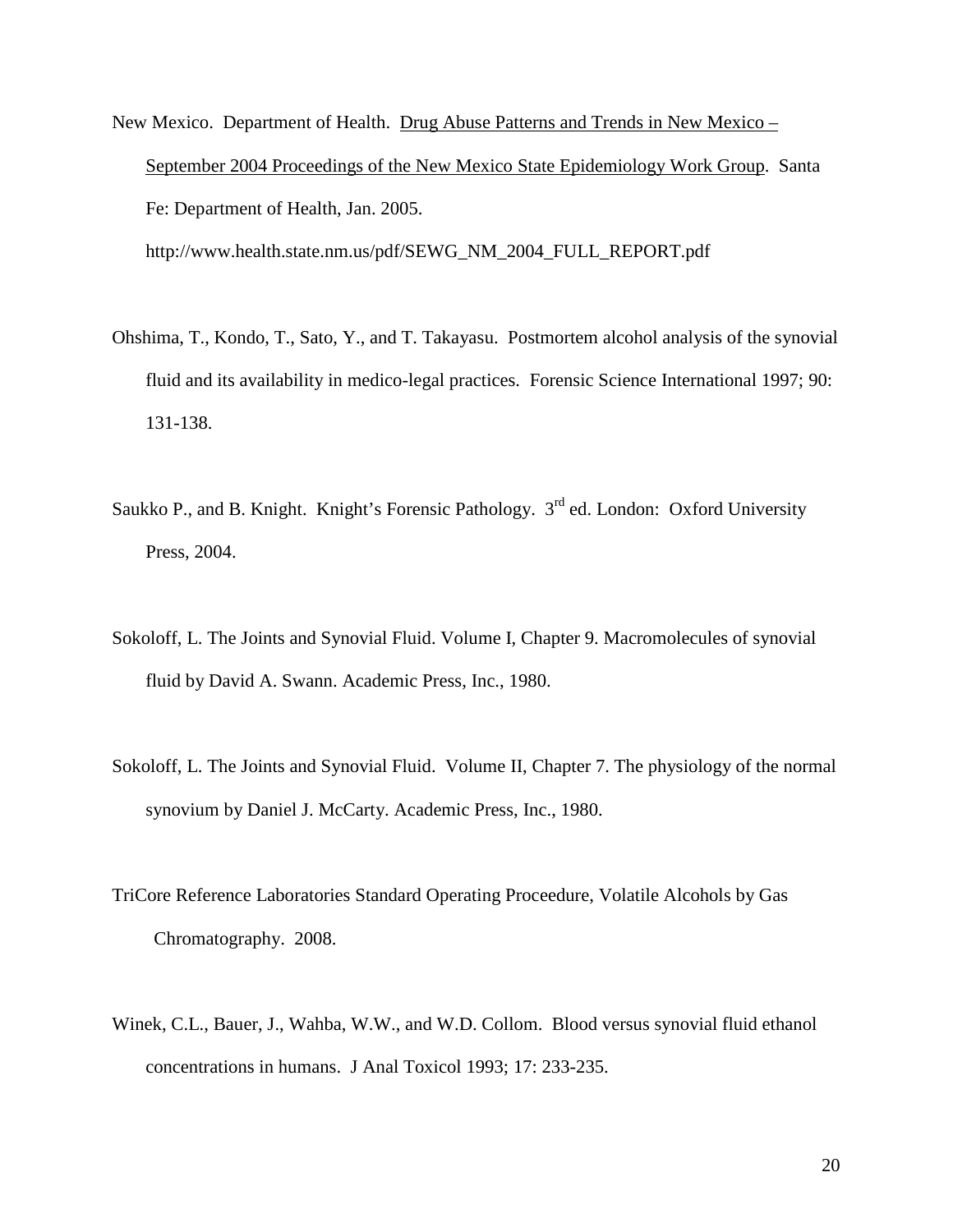New Mexico. Department of Health. Drug Abuse Patterns and Trends in New Mexico – September 2004 Proceedings of the New Mexico State Epidemiology Work Group. Santa Fe: Department of Health, Jan. 2005. http://www.health.state.nm.us/pdf/SEWG_NM_2004_FULL_REPORT.pdf

Ohshima, T., Kondo, T., Sato, Y., and T. Takayasu. Postmortem alcohol analysis of the synovial fluid and its availability in medico-legal practices. Forensic Science International 1997; 90: 131-138.

Saukko P., and B. Knight. Knight's Forensic Pathology. 3rd ed. London: Oxford University Press, 2004.

Sokoloff, L. The Joints and Synovial Fluid. Volume I, Chapter 9. Macromolecules of synovial fluid by David A. Swann. Academic Press, Inc., 1980.

Sokoloff, L. The Joints and Synovial Fluid. Volume II, Chapter 7. The physiology of the normal synovium by Daniel J. McCarty. Academic Press, Inc., 1980.

TriCore Reference Laboratories Standard Operating Proceedure, Volatile Alcohols by Gas Chromatography. 2008.

Winek, C.L., Bauer, J., Wahba, W.W., and W.D. Collom. Blood versus synovial fluid ethanol concentrations in humans. J Anal Toxicol 1993; 17: 233-235.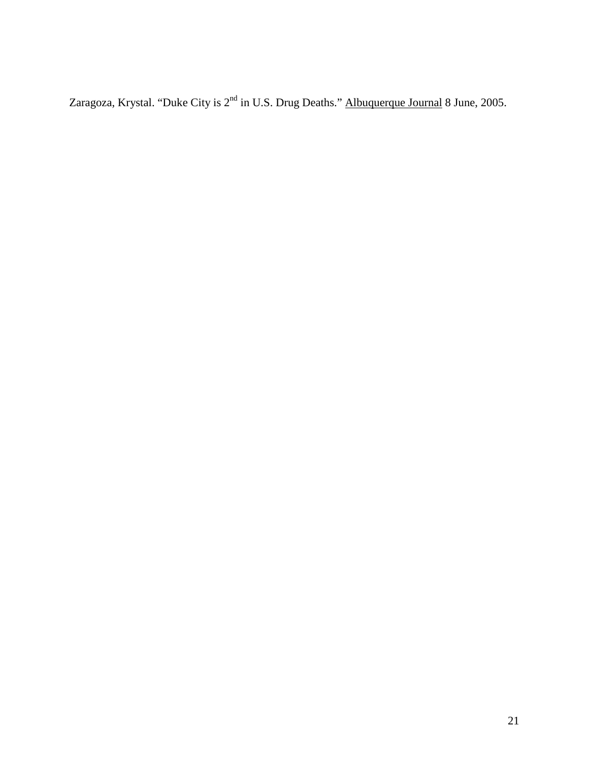Zaragoza, Krystal. "Duke City is 2nd in U.S. Drug Deaths." <u>Albuquerque Journal</u> 8 June, 2005.